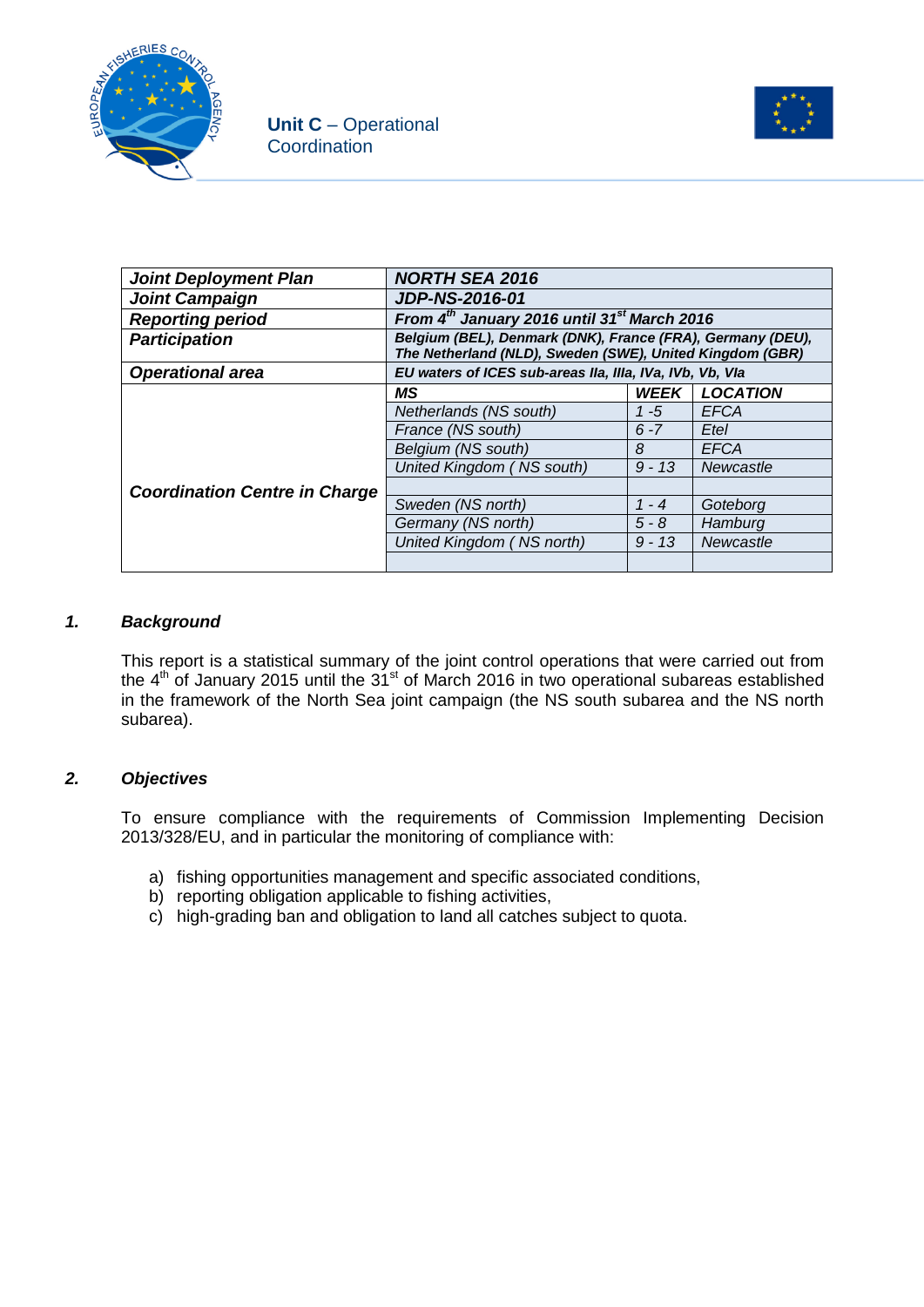Unit C – Operational Coordination

| Joint Deployment Plan | NORTH SEA 2016 | | |
|---|---|---|---|
| Joint Campaign | JDP-NS-2016-01 | | |
| Reporting period | From 4th January 2016 until 31st March 2016 | | |
| Participation | Belgium (BEL), Denmark (DNK), France (FRA), Germany (DEU), The Netherland (NLD), Sweden (SWE), United Kingdom (GBR) | | |
| Operational area | EU waters of ICES sub-areas IIa, IIIa, IVa, IVb, Vb, VIa | | |
| Coordination Centre in Charge | MS | WEEK | LOCATION |
| | Netherlands (NS south) | 1 -5 | EFCA |
| | France (NS south) | 6 -7 | Etel |
| | Belgium (NS south) | 8 | EFCA |
| | United Kingdom ( NS south) | 9 - 13 | Newcastle |
| | | | |
| | Sweden (NS north) | 1 - 4 | Goteborg |
| | Germany (NS north) | 5 - 8 | Hamburg |
| | United Kingdom ( NS north) | 9 - 13 | Newcastle |
| | | | |

## 1. *Background*

This report is a statistical summary of the joint control operations that were carried out from the 4th of January 2015 until the 31st of March 2016 in two operational subareas established in the framework of the North Sea joint campaign (the NS south subarea and the NS north subarea).

## 2. *Objectives*

To ensure compliance with the requirements of Commission Implementing Decision 2013/328/EU, and in particular the monitoring of compliance with:

a) fishing opportunities management and specific associated conditions,
b) reporting obligation applicable to fishing activities,
c) high-grading ban and obligation to land all catches subject to quota.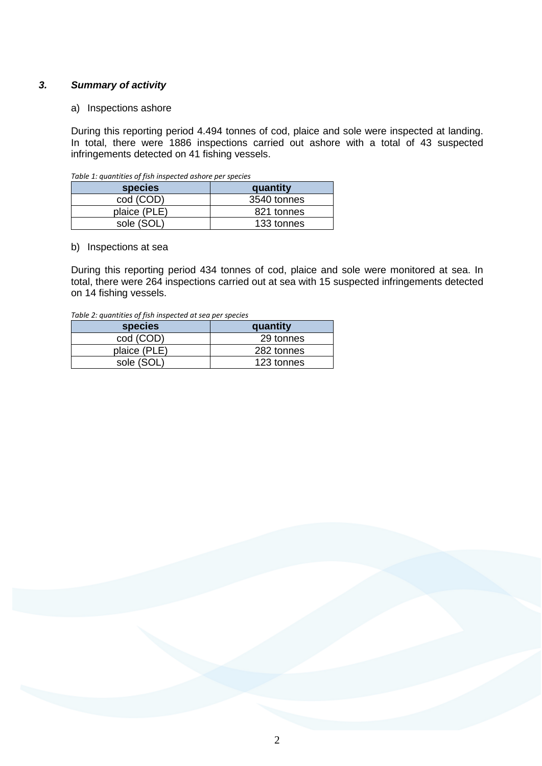### *3. Summary of activity*

a) Inspections ashore

During this reporting period 4.494 tonnes of cod, plaice and sole were inspected at landing. In total, there were 1886 inspections carried out ashore with a total of 43 suspected infringements detected on 41 fishing vessels.

*Table 1: quantities of fish inspected ashore per species*

| species | quantity |
|---|---|
| cod (COD) | 3540 tonnes |
| plaice (PLE) | 821 tonnes |
| sole (SOL) | 133 tonnes |

b) Inspections at sea

During this reporting period 434 tonnes of cod, plaice and sole were monitored at sea. In total, there were 264 inspections carried out at sea with 15 suspected infringements detected on 14 fishing vessels.

*Table 2: quantities of fish inspected at sea per species*

| species | quantity |
|---|---|
| cod (COD) | 29 tonnes |
| plaice (PLE) | 282 tonnes |
| sole (SOL) | 123 tonnes |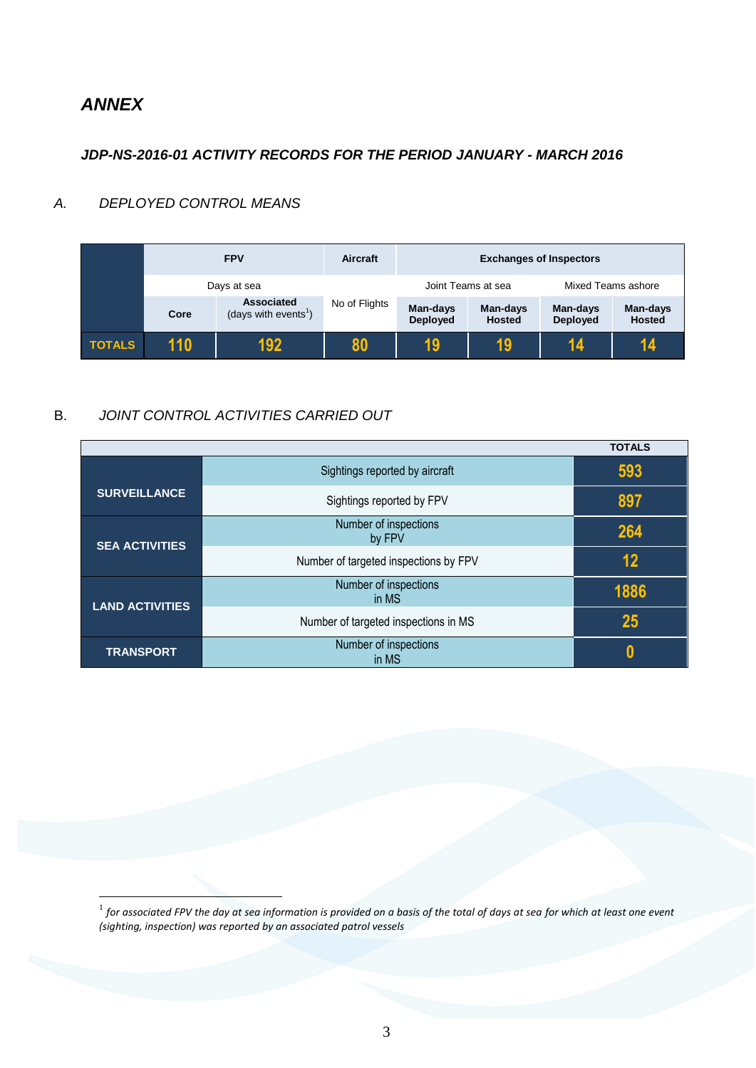# *ANNEX*

### *JDP-NS-2016-01 ACTIVITY RECORDS FOR THE PERIOD JANUARY - MARCH 2016*

## *A. DEPLOYED CONTROL MEANS*

| | FPV | | Aircraft | Exchanges of Inspectors | | | |
|---|---|---|---|---|---|---|---|
| | Days at sea | | | Joint Teams at sea | | Mixed Teams ashore | |
| | Core | Associated (days with events[1]) | No of Flights | Man-days Deployed | Man-days Hosted | Man-days Deployed | Man-days Hosted |
| **TOTALS** | 110 | 192 | 80 | 19 | 19 | 14 | 14 |

## B. *JOINT CONTROL ACTIVITIES CARRIED OUT*

| | | TOTALS |
|---|---|---|
| **SURVEILLANCE** | Sightings reported by aircraft | 593 |
| | Sightings reported by FPV | 897 |
| **SEA ACTIVITIES** | Number of inspections by FPV | 264 |
| | Number of targeted inspections by FPV | 12 |
| **LAND ACTIVITIES** | Number of inspections in MS | 1886 |
| | Number of targeted inspections in MS | 25 |
| **TRANSPORT** | Number of inspections in MS | 0 |

---

[1] *for associated FPV the day at sea information is provided on a basis of the total of days at sea for which at least one event (sighting, inspection) was reported by an associated patrol vessels*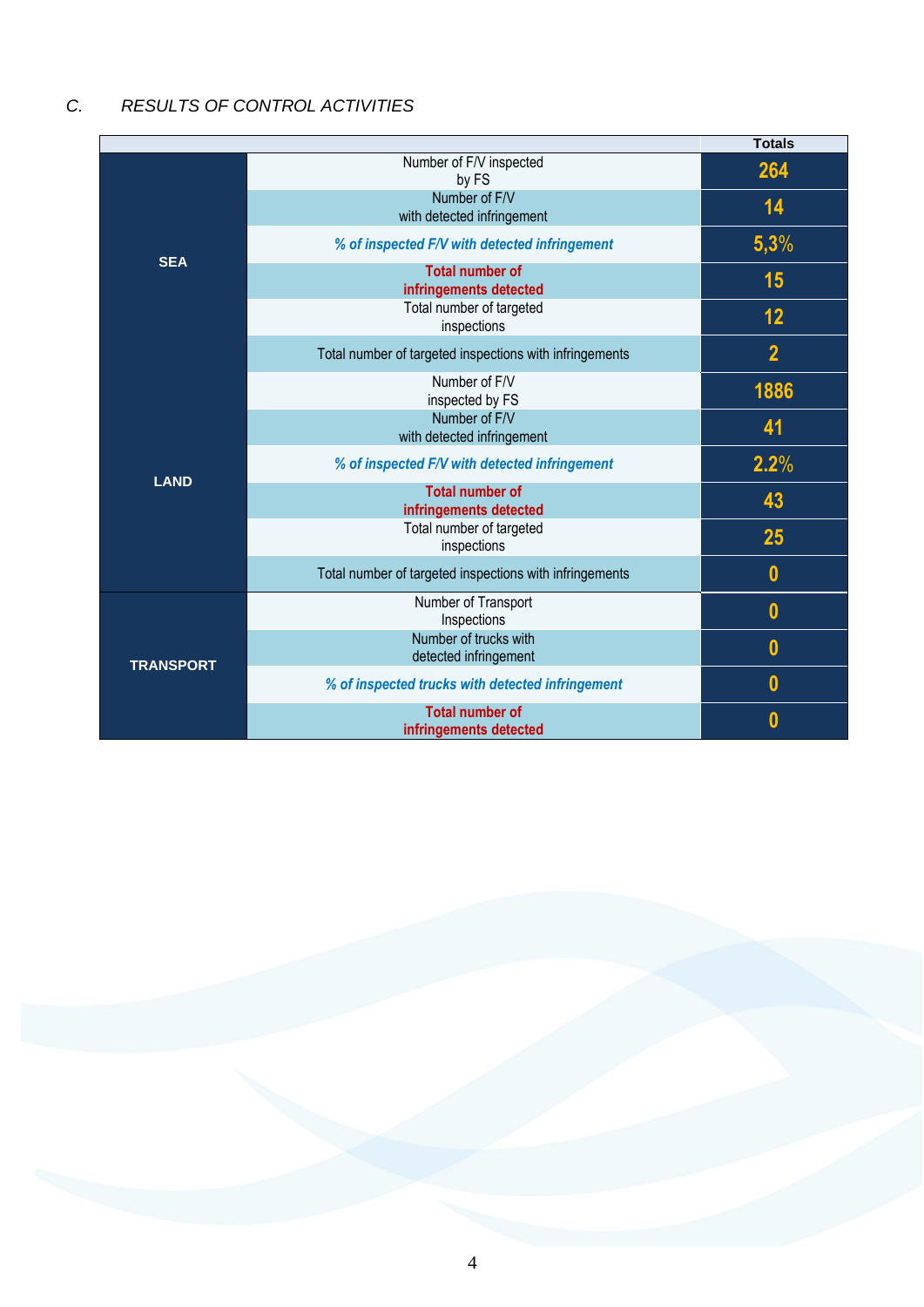*C. RESULTS OF CONTROL ACTIVITIES*

| | | Totals |
|---|---|---|
| SEA | Number of F/V inspected by FS | 264 |
| | Number of F/V with detected infringement | 14 |
| | *% of inspected F/V with detected infringement* | 5,3% |
| | Total number of infringements detected | 15 |
| | Total number of targeted inspections | 12 |
| | Total number of targeted inspections with infringements | 2 |
| LAND | Number of F/V inspected by FS | 1886 |
| | Number of F/V with detected infringement | 41 |
| | *% of inspected F/V with detected infringement* | 2.2% |
| | Total number of infringements detected | 43 |
| | Total number of targeted inspections | 25 |
| | Total number of targeted inspections with infringements | 0 |
| TRANSPORT | Number of Transport Inspections | 0 |
| | Number of trucks with detected infringement | 0 |
| | *% of inspected trucks with detected infringement* | 0 |
| | Total number of infringements detected | 0 |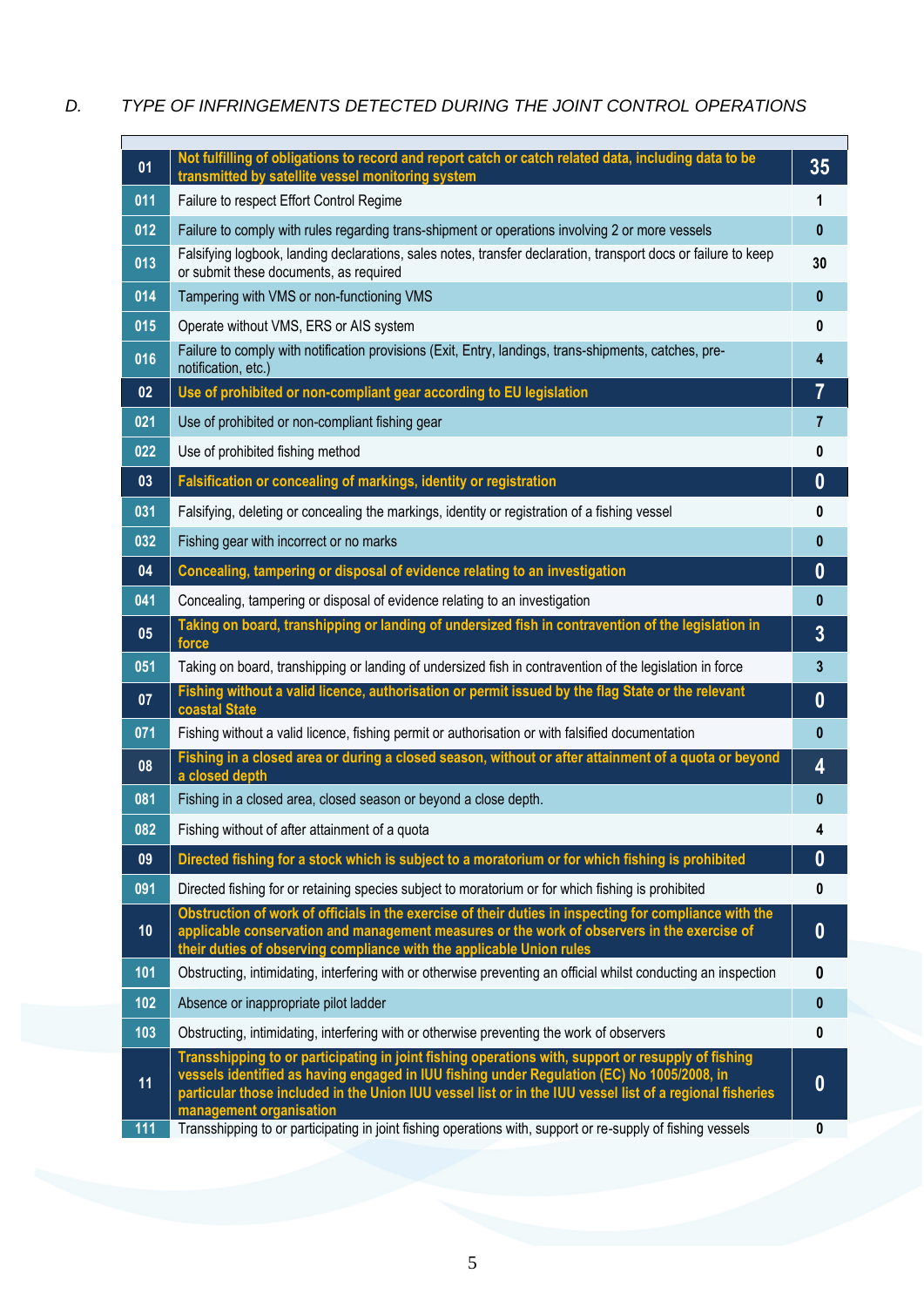### D. TYPE OF INFRINGEMENTS DETECTED DURING THE JOINT CONTROL OPERATIONS

| | | |
|---|---|---|
| **01** | **Not fulfilling of obligations to record and report catch or catch related data, including data to be transmitted by satellite vessel monitoring system** | **35** |
| 011 | Failure to respect Effort Control Regime | 1 |
| 012 | Failure to comply with rules regarding trans-shipment or operations involving 2 or more vessels | 0 |
| 013 | Falsifying logbook, landing declarations, sales notes, transfer declaration, transport docs or failure to keep or submit these documents, as required | 30 |
| 014 | Tampering with VMS or non-functioning VMS | 0 |
| 015 | Operate without VMS, ERS or AIS system | 0 |
| 016 | Failure to comply with notification provisions (Exit, Entry, landings, trans-shipments, catches, pre-notification, etc.) | 4 |
| **02** | **Use of prohibited or non-compliant gear according to EU legislation** | **7** |
| 021 | Use of prohibited or non-compliant fishing gear | 7 |
| 022 | Use of prohibited fishing method | 0 |
| **03** | **Falsification or concealing of markings, identity or registration** | **0** |
| 031 | Falsifying, deleting or concealing the markings, identity or registration of a fishing vessel | 0 |
| 032 | Fishing gear with incorrect or no marks | 0 |
| **04** | **Concealing, tampering or disposal of evidence relating to an investigation** | **0** |
| 041 | Concealing, tampering or disposal of evidence relating to an investigation | 0 |
| **05** | **Taking on board, transhipping or landing of undersized fish in contravention of the legislation in force** | **3** |
| 051 | Taking on board, transhipping or landing of undersized fish in contravention of the legislation in force | 3 |
| **07** | **Fishing without a valid licence, authorisation or permit issued by the flag State or the relevant coastal State** | **0** |
| 071 | Fishing without a valid licence, fishing permit or authorisation or with falsified documentation | 0 |
| **08** | **Fishing in a closed area or during a closed season, without or after attainment of a quota or beyond a closed depth** | **4** |
| 081 | Fishing in a closed area, closed season or beyond a close depth. | 0 |
| 082 | Fishing without of after attainment of a quota | 4 |
| **09** | **Directed fishing for a stock which is subject to a moratorium or for which fishing is prohibited** | **0** |
| 091 | Directed fishing for or retaining species subject to moratorium or for which fishing is prohibited | 0 |
| **10** | **Obstruction of work of officials in the exercise of their duties in inspecting for compliance with the applicable conservation and management measures or the work of observers in the exercise of their duties of observing compliance with the applicable Union rules** | **0** |
| 101 | Obstructing, intimidating, interfering with or otherwise preventing an official whilst conducting an inspection | 0 |
| 102 | Absence or inappropriate pilot ladder | 0 |
| 103 | Obstructing, intimidating, interfering with or otherwise preventing the work of observers | 0 |
| **11** | **Transshipping to or participating in joint fishing operations with, support or resupply of fishing vessels identified as having engaged in IUU fishing under Regulation (EC) No 1005/2008, in particular those included in the Union IUU vessel list or in the IUU vessel list of a regional fisheries management organisation** | **0** |
| 111 | Transshipping to or participating in joint fishing operations with, support or re-supply of fishing vessels | 0 |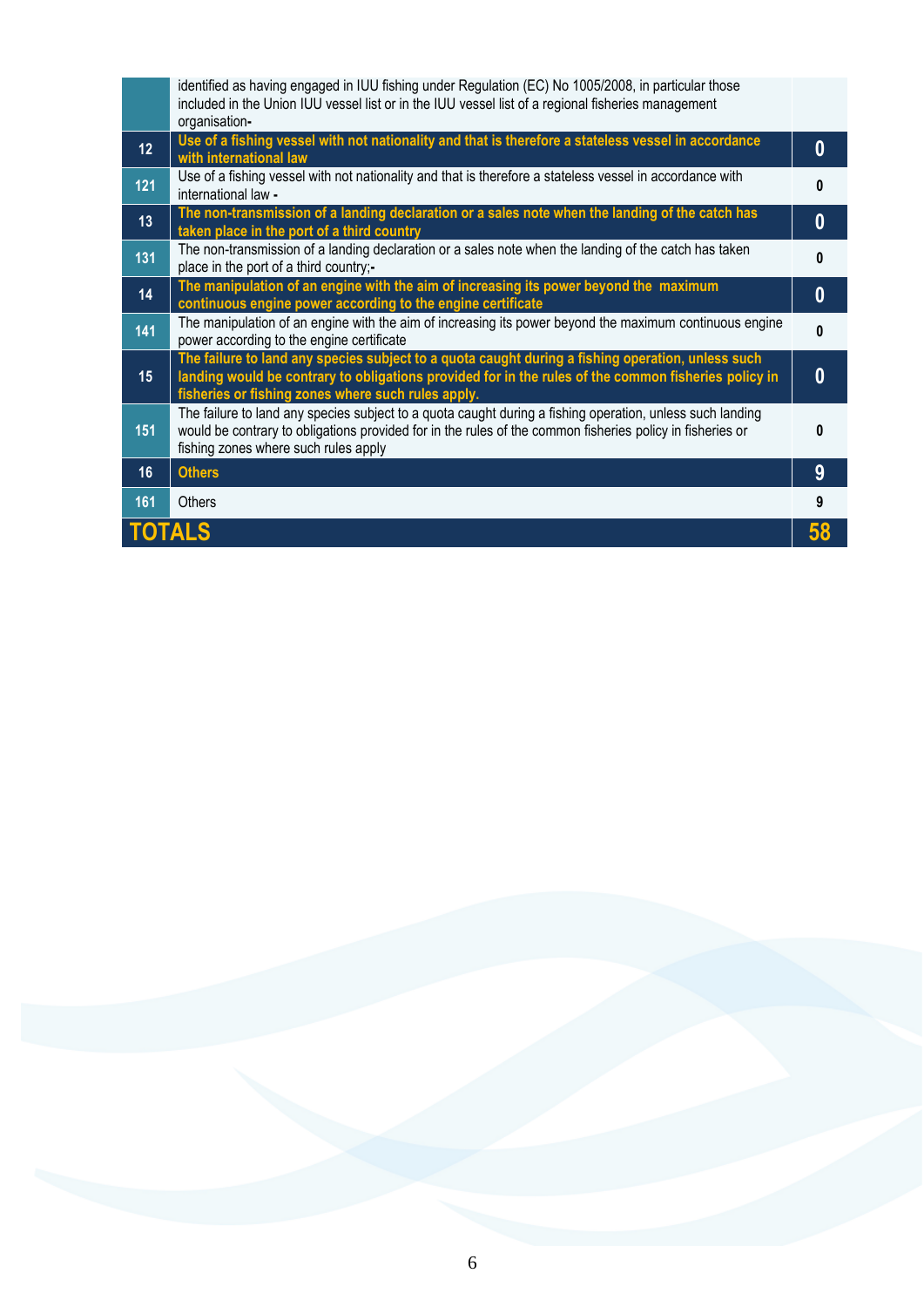| | | |
|---|---|---|
| | identified as having engaged in IUU fishing under Regulation (EC) No 1005/2008, in particular those included in the Union IUU vessel list or in the IUU vessel list of a regional fisheries management organisation- | |
| **12** | **Use of a fishing vessel with not nationality and that is therefore a stateless vessel in accordance with international law** | **0** |
| 121 | Use of a fishing vessel with not nationality and that is therefore a stateless vessel in accordance with international law - | 0 |
| **13** | **The non-transmission of a landing declaration or a sales note when the landing of the catch has taken place in the port of a third country** | **0** |
| 131 | The non-transmission of a landing declaration or a sales note when the landing of the catch has taken place in the port of a third country;- | 0 |
| **14** | **The manipulation of an engine with the aim of increasing its power beyond the maximum continuous engine power according to the engine certificate** | **0** |
| 141 | The manipulation of an engine with the aim of increasing its power beyond the maximum continuous engine power according to the engine certificate | 0 |
| **15** | **The failure to land any species subject to a quota caught during a fishing operation, unless such landing would be contrary to obligations provided for in the rules of the common fisheries policy in fisheries or fishing zones where such rules apply.** | **0** |
| 151 | The failure to land any species subject to a quota caught during a fishing operation, unless such landing would be contrary to obligations provided for in the rules of the common fisheries policy in fisheries or fishing zones where such rules apply | 0 |
| **16** | **Others** | **9** |
| 161 | Others | 9 |
| **TOTALS** | | **58** |